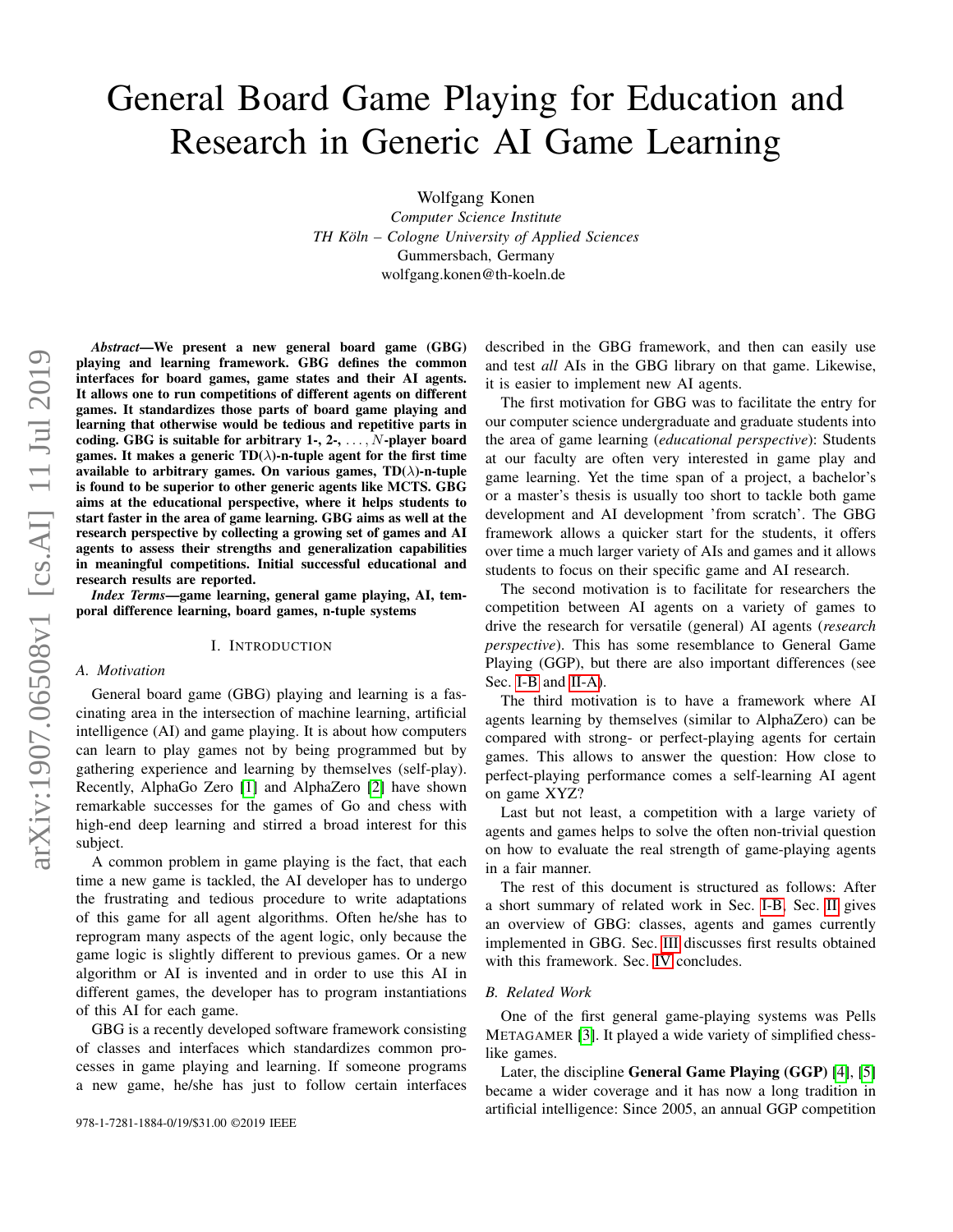# General Board Game Playing for Education and Research in Generic AI Game Learning

Wolfgang Konen
*Computer Science Institute*
*TH Köln – Cologne University of Applied Sciences*
Gummersbach, Germany
wolfgang.konen@th-koeln.de

***Abstract*—We present a new general board game (GBG) playing and learning framework. GBG defines the common interfaces for board games, game states and their AI agents. It allows one to run competitions of different agents on different games. It standardizes those parts of board game playing and learning that otherwise would be tedious and repetitive parts in coding. GBG is suitable for arbitrary 1-, 2-, . . . , $N$-player board games. It makes a generic TD($\lambda$)-n-tuple agent for the first time available to arbitrary games. On various games, TD($\lambda$)-n-tuple is found to be superior to other generic agents like MCTS. GBG aims at the educational perspective, where it helps students to start faster in the area of game learning. GBG aims as well at the research perspective by collecting a growing set of games and AI agents to assess their strengths and generalization capabilities in meaningful competitions. Initial successful educational and research results are reported.**

***Index Terms*—game learning, general game playing, AI, temporal difference learning, board games, n-tuple systems**

## I. Introduction

### A. Motivation

General board game (GBG) playing and learning is a fascinating area in the intersection of machine learning, artificial intelligence (AI) and game playing. It is about how computers can learn to play games not by being programmed but by gathering experience and learning by themselves (self-play). Recently, AlphaGo Zero [1] and AlphaZero [2] have shown remarkable successes for the games of Go and chess with high-end deep learning and stirred a broad interest for this subject.

A common problem in game playing is the fact, that each time a new game is tackled, the AI developer has to undergo the frustrating and tedious procedure to write adaptations of this game for all agent algorithms. Often he/she has to reprogram many aspects of the agent logic, only because the game logic is slightly different to previous games. Or a new algorithm or AI is invented and in order to use this AI in different games, the developer has to program instantiations of this AI for each game.

GBG is a recently developed software framework consisting of classes and interfaces which standardizes common processes in game playing and learning. If someone programs a new game, he/she has just to follow certain interfaces described in the GBG framework, and then can easily use and test *all* AIs in the GBG library on that game. Likewise, it is easier to implement new AI agents.

The first motivation for GBG was to facilitate the entry for our computer science undergraduate and graduate students into the area of game learning (*educational perspective*): Students at our faculty are often very interested in game play and game learning. Yet the time span of a project, a bachelor's or a master's thesis is usually too short to tackle both game development and AI development 'from scratch'. The GBG framework allows a quicker start for the students, it offers over time a much larger variety of AIs and games and it allows students to focus on their specific game and AI research.

The second motivation is to facilitate for researchers the competition between AI agents on a variety of games to drive the research for versatile (general) AI agents (*research perspective*). This has some resemblance to General Game Playing (GGP), but there are also important differences (see Sec. I-B and II-A).

The third motivation is to have a framework where AI agents learning by themselves (similar to AlphaZero) can be compared with strong- or perfect-playing agents for certain games. This allows to answer the question: How close to perfect-playing performance comes a self-learning AI agent on game XYZ?

Last but not least, a competition with a large variety of agents and games helps to solve the often non-trivial question on how to evaluate the real strength of game-playing agents in a fair manner.

The rest of this document is structured as follows: After a short summary of related work in Sec. I-B, Sec. II gives an overview of GBG: classes, agents and games currently implemented in GBG. Sec. III discusses first results obtained with this framework. Sec. IV concludes.

### B. Related Work

One of the first general game-playing systems was Pells METAGAMER [3]. It played a wide variety of simplified chess-like games.

Later, the discipline **General Game Playing (GGP)** [4], [5] became a wider coverage and it has now a long tradition in artificial intelligence: Since 2005, an annual GGP competition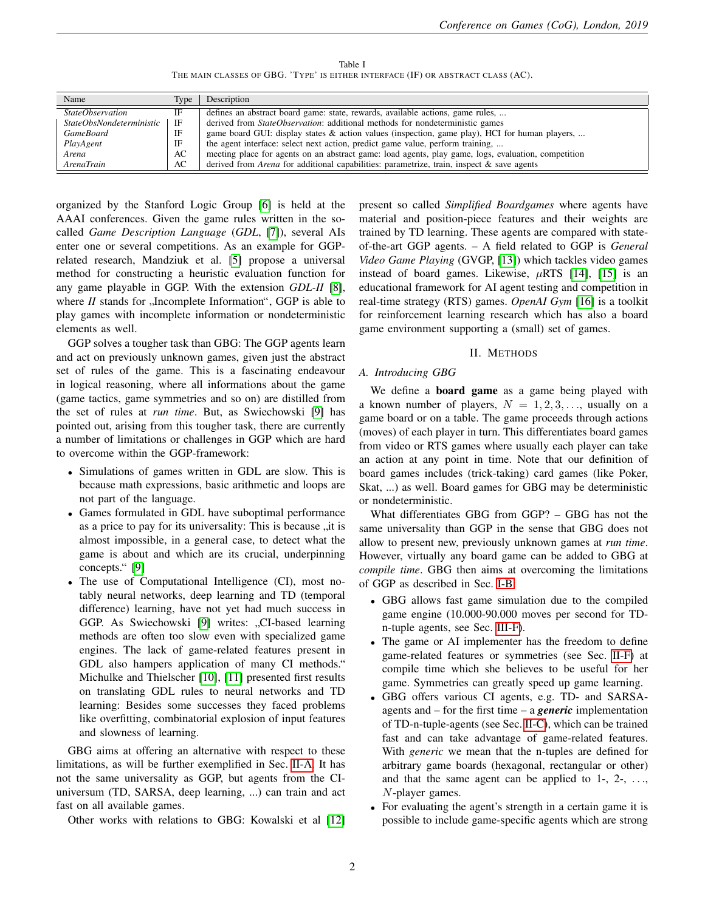Table I
THE MAIN CLASSES OF GBG. 'TYPE' IS EITHER INTERFACE (IF) OR ABSTRACT CLASS (AC).

| Name | Type | Description |
|---|---|---|
| *StateObservation* | IF | defines an abstract board game: state, rewards, available actions, game rules, ... |
| *StateObsNondeterministic* | IF | derived from *StateObservation*: additional methods for nondeterministic games |
| *GameBoard* | IF | game board GUI: display states & action values (inspection, game play), HCI for human players, ... |
| *PlayAgent* | IF | the agent interface: select next action, predict game value, perform training, ... |
| *Arena* | AC | meeting place for agents on an abstract game: load agents, play game, logs, evaluation, competition |
| *ArenaTrain* | AC | derived from *Arena* for additional capabilities: parametrize, train, inspect & save agents |

organized by the Stanford Logic Group [6] is held at the AAAI conferences. Given the game rules written in the so-called *Game Description Language* (*GDL*, [7]), several AIs enter one or several competitions. As an example for GGP-related research, Mandziuk et al. [5] propose a universal method for constructing a heuristic evaluation function for any game playable in GGP. With the extension *GDL-II* [8], where *II* stands for „Incomplete Information", GGP is able to play games with incomplete information or nondeterministic elements as well.

GGP solves a tougher task than GBG: The GGP agents learn and act on previously unknown games, given just the abstract set of rules of the game. This is a fascinating endeavour in logical reasoning, where all informations about the game (game tactics, game symmetries and so on) are distilled from the set of rules at *run time*. But, as Swiechowski [9] has pointed out, arising from this tougher task, there are currently a number of limitations or challenges in GGP which are hard to overcome within the GGP-framework:

- Simulations of games written in GDL are slow. This is because math expressions, basic arithmetic and loops are not part of the language.
- Games formulated in GDL have suboptimal performance as a price to pay for its universality: This is because „it is almost impossible, in a general case, to detect what the game is about and which are its crucial, underpinning concepts." [9]
- The use of Computational Intelligence (CI), most notably neural networks, deep learning and TD (temporal difference) learning, have not yet had much success in GGP. As Swiechowski [9] writes: „CI-based learning methods are often too slow even with specialized game engines. The lack of game-related features present in GDL also hampers application of many CI methods." Michulke and Thielscher [10], [11] presented first results on translating GDL rules to neural networks and TD learning: Besides some successes they faced problems like overfitting, combinatorial explosion of input features and slowness of learning.

GBG aims at offering an alternative with respect to these limitations, as will be further exemplified in Sec. II-A. It has not the same universality as GGP, but agents from the CI-universum (TD, SARSA, deep learning, ...) can train and act fast on all available games.

Other works with relations to GBG: Kowalski et al [12] present so called *Simplified Boardgames* where agents have material and position-piece features and their weights are trained by TD learning. These agents are compared with state-of-the-art GGP agents. – A field related to GGP is *General Video Game Playing* (GVGP, [13]) which tackles video games instead of board games. Likewise, $\mu$RTS [14], [15] is an educational framework for AI agent testing and competition in real-time strategy (RTS) games. *OpenAI Gym* [16] is a toolkit for reinforcement learning research which has also a board game environment supporting a (small) set of games.

## II. METHODS

### A. Introducing GBG

We define a **board game** as a game being played with a known number of players, $N = 1, 2, 3, \ldots$, usually on a game board or on a table. The game proceeds through actions (moves) of each player in turn. This differentiates board games from video or RTS games where usually each player can take an action at any point in time. Note that our definition of board games includes (trick-taking) card games (like Poker, Skat, ...) as well. Board games for GBG may be deterministic or nondeterministic.

What differentiates GBG from GGP? – GBG has not the same universality than GGP in the sense that GBG does not allow to present new, previously unknown games at *run time*. However, virtually any board game can be added to GBG at *compile time*. GBG then aims at overcoming the limitations of GGP as described in Sec. I-B:

- GBG allows fast game simulation due to the compiled game engine (10.000-90.000 moves per second for TD-n-tuple agents, see Sec. III-F).
- The game or AI implementer has the freedom to define game-related features or symmetries (see Sec. II-F) at compile time which she believes to be useful for her game. Symmetries can greatly speed up game learning.
- GBG offers various CI agents, e.g. TD- and SARSA-agents and – for the first time – a ***generic*** implementation of TD-n-tuple-agents (see Sec. II-C), which can be trained fast and can take advantage of game-related features. With *generic* we mean that the n-tuples are defined for arbitrary game boards (hexagonal, rectangular or other) and that the same agent can be applied to 1-, 2-, ..., $N$-player games.
- For evaluating the agent's strength in a certain game it is possible to include game-specific agents which are strong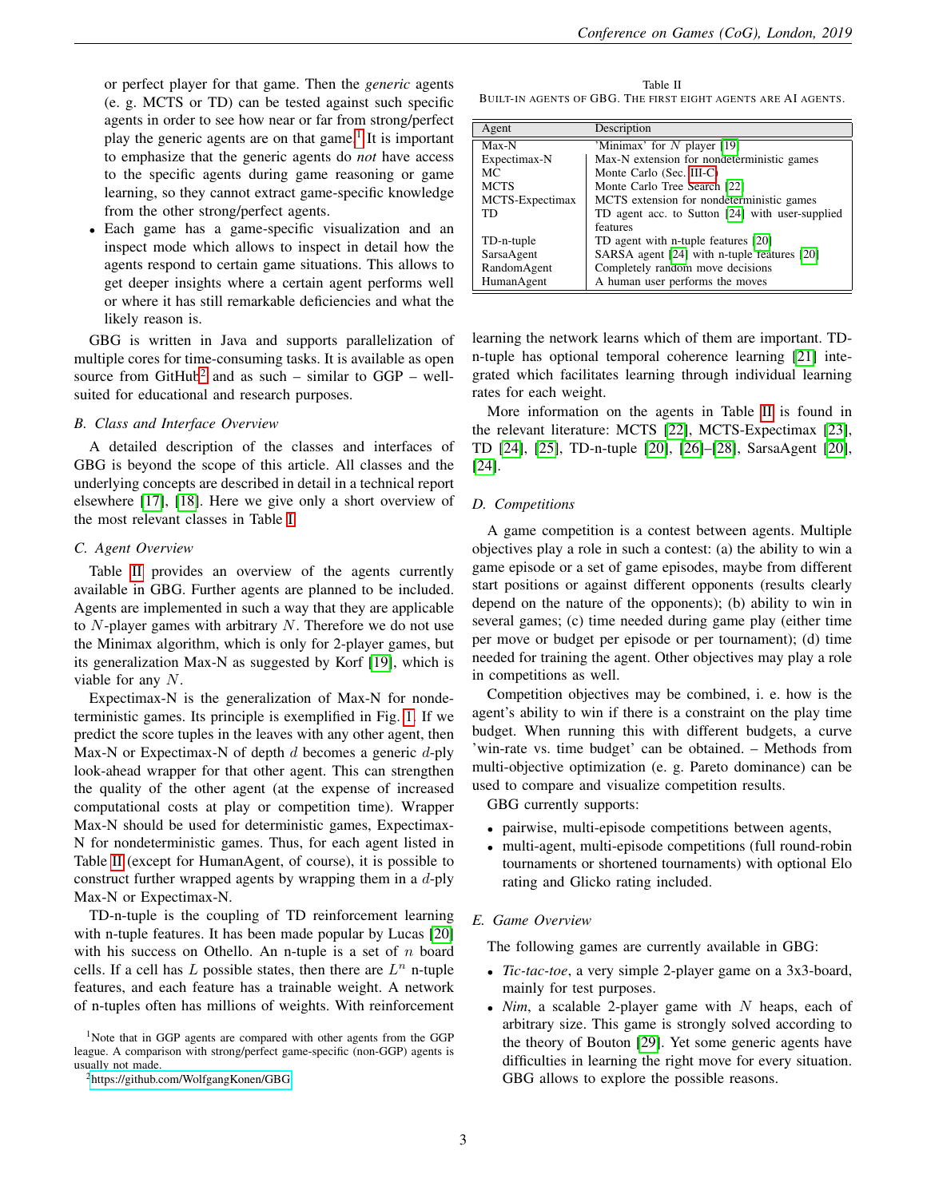or perfect player for that game. Then the *generic* agents (e. g. MCTS or TD) can be tested against such specific agents in order to see how near or far from strong/perfect play the generic agents are on that game.[1] It is important to emphasize that the generic agents do *not* have access to the specific agents during game reasoning or game learning, so they cannot extract game-specific knowledge from the other strong/perfect agents.

- Each game has a game-specific visualization and an inspect mode which allows to inspect in detail how the agents respond to certain game situations. This allows to get deeper insights where a certain agent performs well or where it has still remarkable deficiencies and what the likely reason is.

GBG is written in Java and supports parallelization of multiple cores for time-consuming tasks. It is available as open source from GitHub[2] and as such – similar to GGP – well-suited for educational and research purposes.

### B. Class and Interface Overview

A detailed description of the classes and interfaces of GBG is beyond the scope of this article. All classes and the underlying concepts are described in detail in a technical report elsewhere [17], [18]. Here we give only a short overview of the most relevant classes in Table I.

### C. Agent Overview

Table II provides an overview of the agents currently available in GBG. Further agents are planned to be included. Agents are implemented in such a way that they are applicable to $N$-player games with arbitrary $N$. Therefore we do not use the Minimax algorithm, which is only for 2-player games, but its generalization Max-N as suggested by Korf [19], which is viable for any $N$.

Expectimax-N is the generalization of Max-N for nondeterministic games. Its principle is exemplified in Fig. 1. If we predict the score tuples in the leaves with any other agent, then Max-N or Expectimax-N of depth $d$ becomes a generic $d$-ply look-ahead wrapper for that other agent. This can strengthen the quality of the other agent (at the expense of increased computational costs at play or competition time). Wrapper Max-N should be used for deterministic games, Expectimax-N for nondeterministic games. Thus, for each agent listed in Table II (except for HumanAgent, of course), it is possible to construct further wrapped agents by wrapping them in a $d$-ply Max-N or Expectimax-N.

TD-n-tuple is the coupling of TD reinforcement learning with n-tuple features. It has been made popular by Lucas [20] with his success on Othello. An n-tuple is a set of $n$ board cells. If a cell has $L$ possible states, then there are $L^n$ n-tuple features, and each feature has a trainable weight. A network of n-tuples often has millions of weights. With reinforcement learning the network learns which of them are important. TD-n-tuple has optional temporal coherence learning [21] integrated which facilitates learning through individual learning rates for each weight.

Table II
BUILT-IN AGENTS OF GBG. THE FIRST EIGHT AGENTS ARE AI AGENTS.

| Agent | Description |
|---|---|
| Max-N | 'Minimax' for $N$ player [19] |
| Expectimax-N | Max-N extension for nondeterministic games |
| MC | Monte Carlo (Sec. III-C) |
| MCTS | Monte Carlo Tree Search [22] |
| MCTS-Expectimax | MCTS extension for nondeterministic games |
| TD | TD agent acc. to Sutton [24] with user-supplied features |
| TD-n-tuple | TD agent with n-tuple features [20] |
| SarsaAgent | SARSA agent [24] with n-tuple features [20] |
| RandomAgent | Completely random move decisions |
| HumanAgent | A human user performs the moves |

More information on the agents in Table II is found in the relevant literature: MCTS [22], MCTS-Expectimax [23], TD [24], [25], TD-n-tuple [20], [26]–[28], SarsaAgent [20], [24].

### D. Competitions

A game competition is a contest between agents. Multiple objectives play a role in such a contest: (a) the ability to win a game episode or a set of game episodes, maybe from different start positions or against different opponents (results clearly depend on the nature of the opponents); (b) ability to win in several games; (c) time needed during game play (either time per move or budget per episode or per tournament); (d) time needed for training the agent. Other objectives may play a role in competitions as well.

Competition objectives may be combined, i. e. how is the agent's ability to win if there is a constraint on the play time budget. When running this with different budgets, a curve 'win-rate vs. time budget' can be obtained. – Methods from multi-objective optimization (e. g. Pareto dominance) can be used to compare and visualize competition results.

GBG currently supports:

- pairwise, multi-episode competitions between agents,
- multi-agent, multi-episode competitions (full round-robin tournaments or shortened tournaments) with optional Elo rating and Glicko rating included.

### E. Game Overview

The following games are currently available in GBG:

- *Tic-tac-toe*, a very simple 2-player game on a 3x3-board, mainly for test purposes.
- *Nim*, a scalable 2-player game with $N$ heaps, each of arbitrary size. This game is strongly solved according to the theory of Bouton [29]. Yet some generic agents have difficulties in learning the right move for every situation. GBG allows to explore the possible reasons.

[1] Note that in GGP agents are compared with other agents from the GGP league. A comparison with strong/perfect game-specific (non-GGP) agents is usually not made.

[2] https://github.com/WolfgangKonen/GBG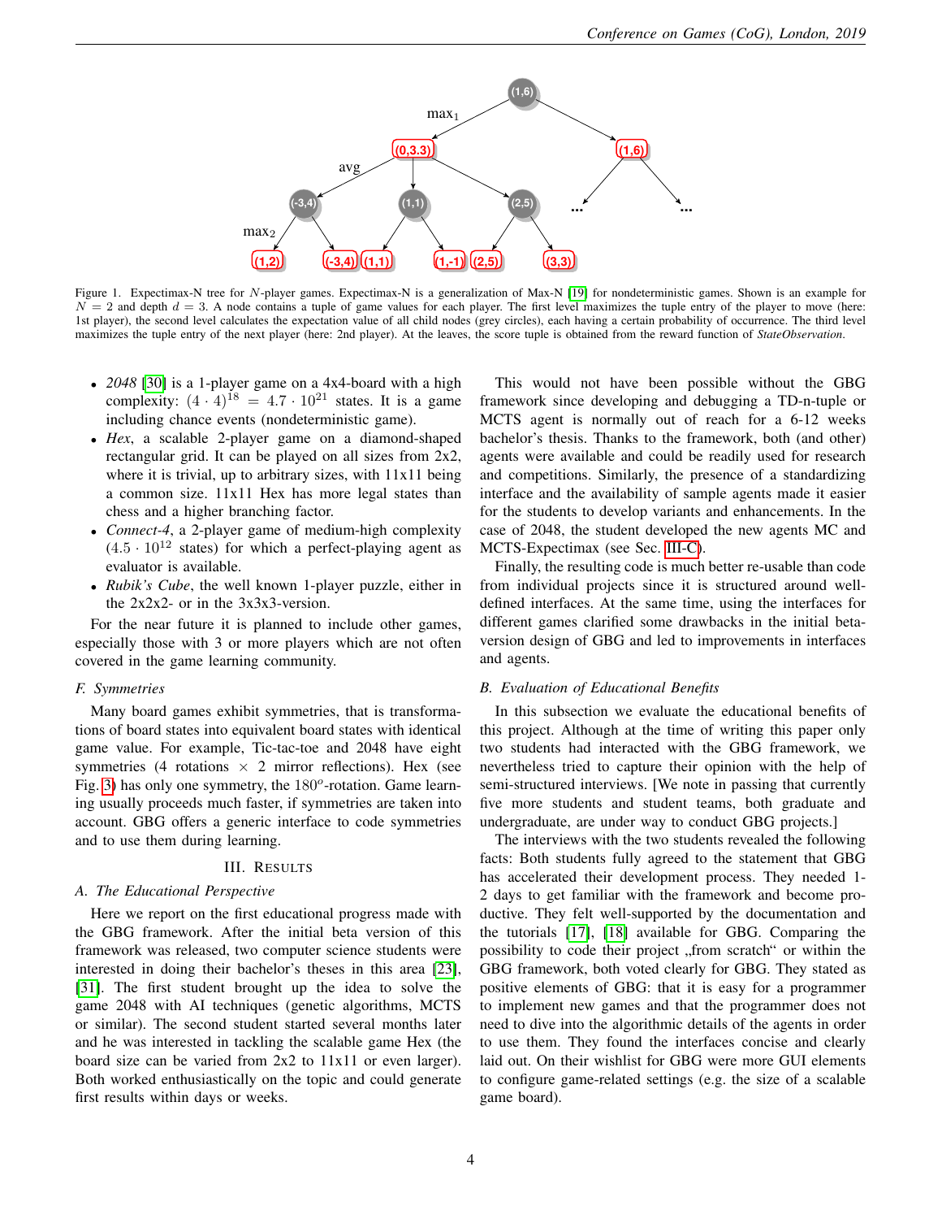Figure 1. Expectimax-N tree for $N$-player games. Expectimax-N is a generalization of Max-N [19] for nondeterministic games. Shown is an example for $N = 2$ and depth $d = 3$. A node contains a tuple of game values for each player. The first level maximizes the tuple entry of the player to move (here: 1st player), the second level calculates the expectation value of all child nodes (grey circles), each having a certain probability of occurrence. The third level maximizes the tuple entry of the next player (here: 2nd player). At the leaves, the score tuple is obtained from the reward function of *StateObservation*.

- *2048* [30] is a 1-player game on a 4x4-board with a high complexity: $(4 \cdot 4)^{18} = 4.7 \cdot 10^{21}$ states. It is a game including chance events (nondeterministic game).
- *Hex*, a scalable 2-player game on a diamond-shaped rectangular grid. It can be played on all sizes from 2x2, where it is trivial, up to arbitrary sizes, with 11x11 being a common size. 11x11 Hex has more legal states than chess and a higher branching factor.
- *Connect-4*, a 2-player game of medium-high complexity ($4.5 \cdot 10^{12}$ states) for which a perfect-playing agent as evaluator is available.
- *Rubik's Cube*, the well known 1-player puzzle, either in the 2x2x2- or in the 3x3x3-version.

For the near future it is planned to include other games, especially those with 3 or more players which are not often covered in the game learning community.

### F. Symmetries

Many board games exhibit symmetries, that is transformations of board states into equivalent board states with identical game value. For example, Tic-tac-toe and 2048 have eight symmetries (4 rotations $\times$ 2 mirror reflections). Hex (see Fig. 3) has only one symmetry, the $180^o$-rotation. Game learning usually proceeds much faster, if symmetries are taken into account. GBG offers a generic interface to code symmetries and to use them during learning.

## III. Results

### A. The Educational Perspective

Here we report on the first educational progress made with the GBG framework. After the initial beta version of this framework was released, two computer science students were interested in doing their bachelor's theses in this area [23], [31]. The first student brought up the idea to solve the game 2048 with AI techniques (genetic algorithms, MCTS or similar). The second student started several months later and he was interested in tackling the scalable game Hex (the board size can be varied from 2x2 to 11x11 or even larger). Both worked enthusiastically on the topic and could generate first results within days or weeks.

This would not have been possible without the GBG framework since developing and debugging a TD-n-tuple or MCTS agent is normally out of reach for a 6-12 weeks bachelor's thesis. Thanks to the framework, both (and other) agents were available and could be readily used for research and competitions. Similarly, the presence of a standardizing interface and the availability of sample agents made it easier for the students to develop variants and enhancements. In the case of 2048, the student developed the new agents MC and MCTS-Expectimax (see Sec. III-C).

Finally, the resulting code is much better re-usable than code from individual projects since it is structured around well-defined interfaces. At the same time, using the interfaces for different games clarified some drawbacks in the initial beta-version design of GBG and led to improvements in interfaces and agents.

### B. Evaluation of Educational Benefits

In this subsection we evaluate the educational benefits of this project. Although at the time of writing this paper only two students had interacted with the GBG framework, we nevertheless tried to capture their opinion with the help of semi-structured interviews. [We note in passing that currently five more students and student teams, both graduate and undergraduate, are under way to conduct GBG projects.]

The interviews with the two students revealed the following facts: Both students fully agreed to the statement that GBG has accelerated their development process. They needed 1-2 days to get familiar with the framework and become productive. They felt well-supported by the documentation and the tutorials [17], [18] available for GBG. Comparing the possibility to code their project „from scratch“ or within the GBG framework, both voted clearly for GBG. They stated as positive elements of GBG: that it is easy for a programmer to implement new games and that the programmer does not need to dive into the algorithmic details of the agents in order to use them. They found the interfaces concise and clearly laid out. On their wishlist for GBG were more GUI elements to configure game-related settings (e.g. the size of a scalable game board).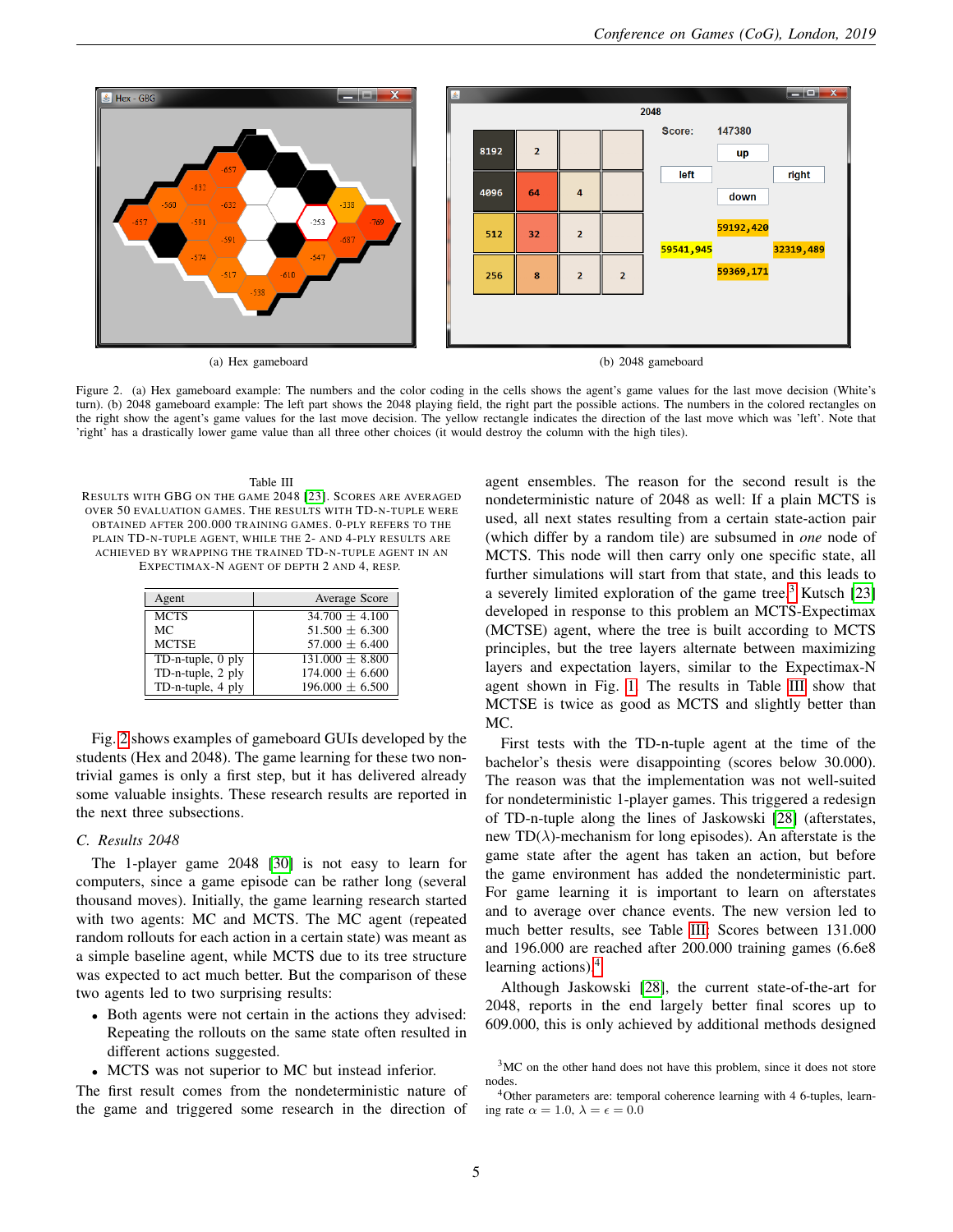(a) Hex gameboard

(b) 2048 gameboard

Figure 2. (a) Hex gameboard example: The numbers and the color coding in the cells shows the agent's game values for the last move decision (White's turn). (b) 2048 gameboard example: The left part shows the 2048 playing field, the right part the possible actions. The numbers in the colored rectangles on the right show the agent's game values for the next move decision. The yellow rectangle indicates the direction of the last move which was 'left'. Note that 'right' has a drastically lower game value than all three other choices (it would destroy the column with the high tiles).

Table III

RESULTS WITH GBG ON THE GAME 2048 [23]. SCORES ARE AVERAGED OVER 50 EVALUATION GAMES. THE RESULTS WITH TD-N-TUPLE WERE OBTAINED AFTER 200.000 TRAINING GAMES. 0-PLY REFERS TO THE PLAIN TD-N-TUPLE AGENT, WHILE THE 2- AND 4-PLY RESULTS ARE ACHIEVED BY WRAPPING THE TRAINED TD-N-TUPLE AGENT IN AN EXPECTIMAX-N AGENT OF DEPTH 2 AND 4, RESP.

| Agent | Average Score |
|---|---|
| MCTS | $34.700 \pm 4.100$ |
| MC | $51.500 \pm 6.300$ |
| MCTSE | $57.000 \pm 6.400$ |
| TD-n-tuple, 0 ply | $131.000 \pm 8.800$ |
| TD-n-tuple, 2 ply | $174.000 \pm 6.600$ |
| TD-n-tuple, 4 ply | $196.000 \pm 6.500$ |

Fig. 2 shows examples of gameboard GUIs developed by the students (Hex and 2048). The game learning for these two non-trivial games is only a first step, but it has delivered already some valuable insights. These research results are reported in the next three subsections.

### C. Results 2048

The 1-player game 2048 [30] is not easy to learn for computers, since a game episode can be rather long (several thousand moves). Initially, the game learning research started with two agents: MC and MCTS. The MC agent (repeated random rollouts for each action in a certain state) was meant as a simple baseline agent, while MCTS due to its tree structure was expected to act much better. But the comparison of these two agents led to two surprising results:

- Both agents were not certain in the actions they advised: Repeating the rollouts on the same state often resulted in different actions suggested.
- MCTS was not superior to MC but instead inferior.

The first result comes from the nondeterministic nature of the game and triggered some research in the direction of agent ensembles. The reason for the second result is the nondeterministic nature of 2048 as well: If a plain MCTS is used, all next states resulting from a certain state-action pair (which differ by a random tile) are subsumed in *one* node of MCTS. This node will then carry only one specific state, all further simulations will start from that state, and this leads to a severely limited exploration of the game tree[3] Kutsch [23] developed in response to this problem an MCTS-Expectimax (MCTSE) agent, where the tree is built according to MCTS principles, but the tree layers alternate between maximizing layers and expectation layers, similar to the Expectimax-N agent shown in Fig. 1. The results in Table III show that MCTSE is twice as good as MCTS and slightly better than MC.

First tests with the TD-n-tuple agent at the time of the bachelor's thesis were disappointing (scores below 30.000). The reason was that the implementation was not well-suited for nondeterministic 1-player games. This triggered a redesign of TD-n-tuple along the lines of Jaskowski [28] (afterstates, new TD($\lambda$)-mechanism for long episodes). An afterstate is the game state after the agent has taken an action, but before the game environment has added the nondeterministic part. For game learning it is important to learn on afterstates and to average over chance events. The new version led to much better results, see Table III. Scores between 131.000 and 196.000 are reached after 200.000 training games (6.6e8 learning actions).[4]

Although Jaskowski [28], the current state-of-the-art for 2048, reports in the end largely better final scores up to 609.000, this is only achieved by additional methods designed

[3] MC on the other hand does not have this problem, since it does not store nodes.

[4] Other parameters are: temporal coherence learning with 4 6-tuples, learning rate $\alpha = 1.0$, $\lambda = \epsilon = 0.0$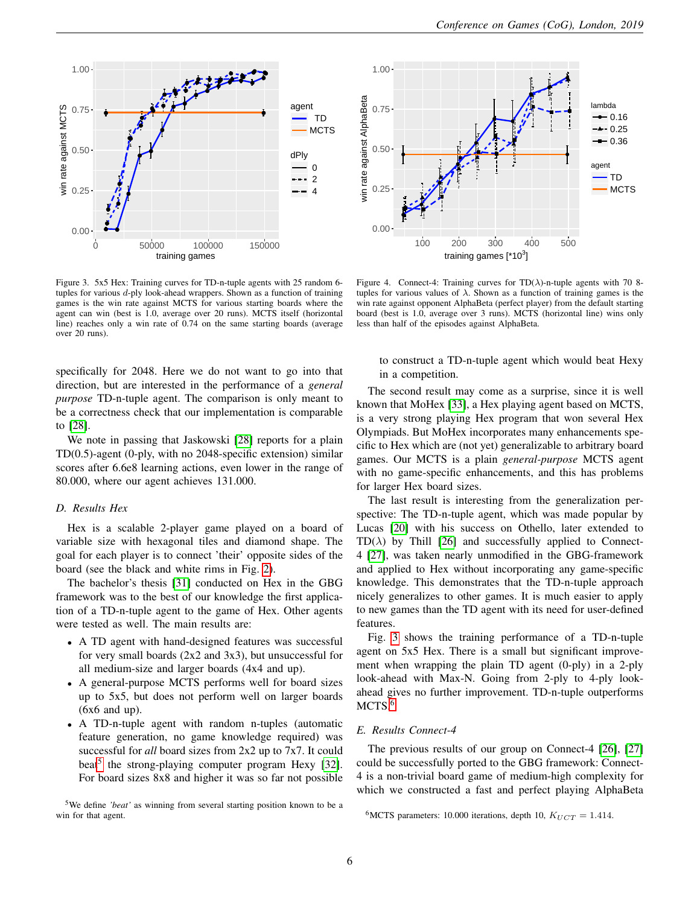Figure 3. 5x5 Hex: Training curves for TD-n-tuple agents with 25 random 6-tuples for various $d$-ply look-ahead wrappers. Shown as a function of training games is the win rate against MCTS for various starting boards where the agent can win (best is 1.0, average over 20 runs). MCTS itself (horizontal line) reaches only a win rate of 0.74 on the same starting boards (average over 20 runs).

Figure 4. Connect-4: Training curves for TD($\lambda$)-n-tuple agents with 70 8-tuples for various values of $\lambda$. Shown as a function of training games is the win rate against opponent AlphaBeta (perfect player) from the default starting board (best is 1.0, average over 3 runs). MCTS (horizontal line) wins only less than half of the episodes against AlphaBeta.

specifically for 2048. Here we do not want to go into that direction, but are interested in the performance of a *general purpose* TD-n-tuple agent. The comparison is only meant to be a correctness check that our implementation is comparable to [28].

We note in passing that Jaskowski [28] reports for a plain TD(0.5)-agent (0-ply, with no 2048-specific extension) similar scores after 6.6e8 learning actions, even lower in the range of 80.000, where our agent achieves 131.000.

### D. Results Hex

Hex is a scalable 2-player game played on a board of variable size with hexagonal tiles and diamond shape. The goal for each player is to connect 'their' opposite sides of the board (see the black and white rims in Fig. 2).

The bachelor's thesis [31] conducted on Hex in the GBG framework was to the best of our knowledge the first application of a TD-n-tuple agent to the game of Hex. Other agents were tested as well. The main results are:

- A TD agent with hand-designed features was successful for very small boards (2x2 and 3x3), but unsuccessful for all medium-size and larger boards (4x4 and up).
- A general-purpose MCTS performs well for board sizes up to 5x5, but does not perform well on larger boards (6x6 and up).
- A TD-n-tuple agent with random n-tuples (automatic feature generation, no game knowledge required) was successful for *all* board sizes from 2x2 up to 7x7. It could beat[5] the strong-playing computer program Hexy [32]. For board sizes 8x8 and higher it was so far not possible to construct a TD-n-tuple agent which would beat Hexy in a competition.

The second result may come as a surprise, since it is well known that MoHex [33], a Hex playing agent based on MCTS, is a very strong playing Hex program that won several Hex Olympiads. But MoHex incorporates many enhancements specific to Hex which are (not yet) generalizable to arbitrary board games. Our MCTS is a plain *general-purpose* MCTS agent with no game-specific enhancements, and this has problems for larger Hex board sizes.

The last result is interesting from the generalization perspective: The TD-n-tuple agent, which was made popular by Lucas [20] with his success on Othello, later extended to TD($\lambda$) by Thill [26] and successfully applied to Connect-4 [27], was taken nearly unmodified in the GBG-framework and applied to Hex without incorporating any game-specific knowledge. This demonstrates that the TD-n-tuple approach nicely generalizes to other games. It is much easier to apply to new games than the TD agent with its need for user-defined features.

Fig. 3 shows the training performance of a TD-n-tuple agent on 5x5 Hex. There is a small but significant improvement when wrapping the plain TD agent (0-ply) in a 2-ply look-ahead with Max-N. Going from 2-ply to 4-ply look-ahead gives no further improvement. TD-n-tuple outperforms MCTS.[6]

### E. Results Connect-4

The previous results of our group on Connect-4 [26], [27] could be successfully ported to the GBG framework: Connect-4 is a non-trivial board game of medium-high complexity for which we constructed a fast and perfect playing AlphaBeta

[5] We define *'beat'* as winning from several starting position known to be a win for that agent.

[6] MCTS parameters: 10.000 iterations, depth 10, $K_{UCT} = 1.414$.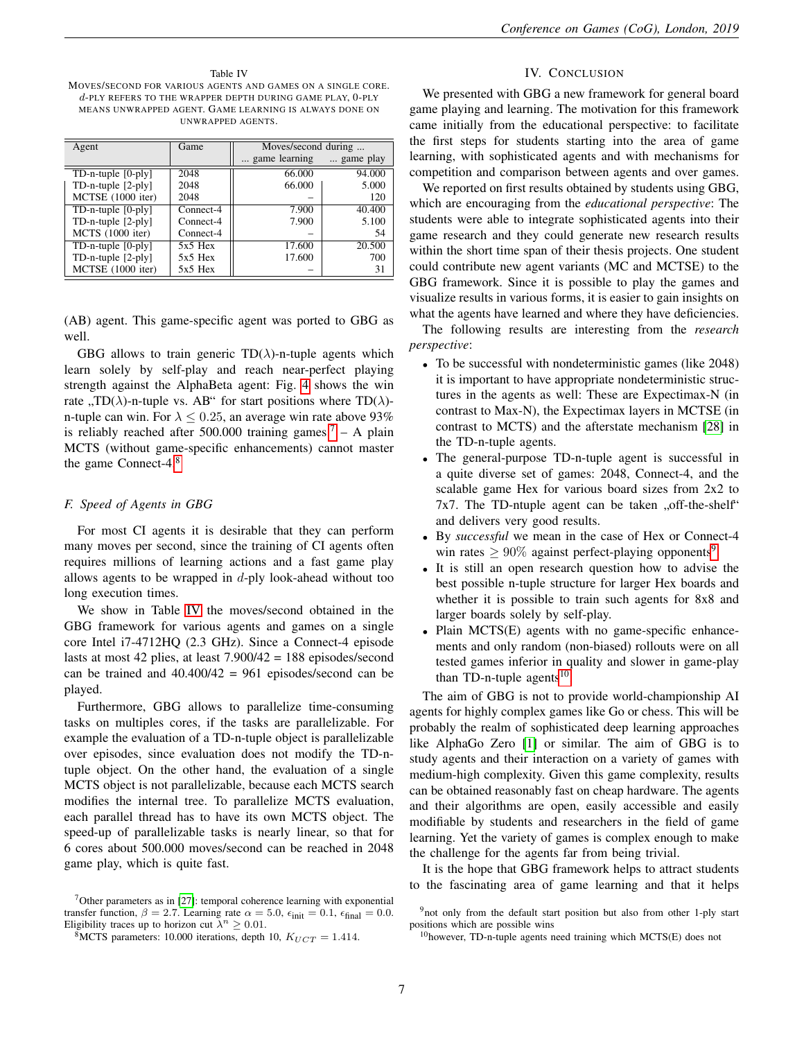Table IV
MOVES/SECOND FOR VARIOUS AGENTS AND GAMES ON A SINGLE CORE. $d$-PLY REFERS TO THE WRAPPER DEPTH DURING GAME PLAY, 0-PLY MEANS UNWRAPPED AGENT. GAME LEARNING IS ALWAYS DONE ON UNWRAPPED AGENTS.

| Agent | Game | Moves/second during ... | |
|---|---|---|---|
| | | ... game learning | ... game play |
| TD-n-tuple [0-ply] | 2048 | 66.000 | 94.000 |
| TD-n-tuple [2-ply] | 2048 | 66.000 | 5.000 |
| MCTSE (1000 iter) | 2048 | – | 120 |
| TD-n-tuple [0-ply] | Connect-4 | 7.900 | 40.400 |
| TD-n-tuple [2-ply] | Connect-4 | 7.900 | 5.100 |
| MCTS (1000 iter) | Connect-4 | – | 54 |
| TD-n-tuple [0-ply] | 5x5 Hex | 17.600 | 20.500 |
| TD-n-tuple [2-ply] | 5x5 Hex | 17.600 | 700 |
| MCTSE (1000 iter) | 5x5 Hex | – | 31 |

(AB) agent. This game-specific agent was ported to GBG as well.

GBG allows to train generic TD($\lambda$)-n-tuple agents which learn solely by self-play and reach near-perfect playing strength against the AlphaBeta agent: Fig. 4 shows the win rate „TD($\lambda$)-n-tuple vs. AB“ for start positions where TD($\lambda$)-n-tuple can win. For $\lambda \leq 0.25$, an average win rate above 93% is reliably reached after 500.000 training games.[7] – A plain MCTS (without game-specific enhancements) cannot master the game Connect-4.[8]

### F. Speed of Agents in GBG

For most CI agents it is desirable that they can perform many moves per second, since the training of CI agents often requires millions of learning actions and a fast game play allows agents to be wrapped in $d$-ply look-ahead without too long execution times.

We show in Table IV the moves/second obtained in the GBG framework for various agents and games on a single core Intel i7-4712HQ (2.3 GHz). Since a Connect-4 episode lasts at most 42 plies, at least 7.900/42 = 188 episodes/second can be trained and 40.400/42 = 961 episodes/second can be played.

Furthermore, GBG allows to parallelize time-consuming tasks on multiples cores, if the tasks are parallelizable. For example the evaluation of a TD-n-tuple object is parallelizable over episodes, since evaluation does not modify the TD-n-tuple object. On the other hand, the evaluation of a single MCTS object is not parallelizable, because each MCTS search modifies the internal tree. To parallelize MCTS evaluation, each parallel thread has to have its own MCTS object. The speed-up of parallelizable tasks is nearly linear, so that for 6 cores about 500.000 moves/second can be reached in 2048 game play, which is quite fast.

[7] Other parameters as in [27]: temporal coherence learning with exponential transfer function, $\beta = 2.7$. Learning rate $\alpha = 5.0$, $\epsilon_{\text{init}} = 0.1$, $\epsilon_{\text{final}} = 0.0$. Eligibility traces up to horizon cut $\lambda^n \geq 0.01$.

[8] MCTS parameters: 10.000 iterations, depth 10, $K_{UCT} = 1.414$.

## IV. CONCLUSION

We presented with GBG a new framework for general board game playing and learning. The motivation for this framework came initially from the educational perspective: to facilitate the first steps for students starting into the area of game learning, with sophisticated agents and with mechanisms for competition and comparison between agents and over games.

We reported on first results obtained by students using GBG, which are encouraging from the *educational perspective*: The students were able to integrate sophisticated agents into their game research and they could generate new research results within the short time span of their thesis projects. One student could contribute new agent variants (MC and MCTSE) to the GBG framework. Since it is possible to play the games and visualize results in various forms, it is easier to gain insights on what the agents have learned and where they have deficiencies.

The following results are interesting from the *research perspective*:

- To be successful with nondeterministic games (like 2048) it is important to have appropriate nondeterministic structures in the agents as well: These are Expectimax-N (in contrast to Max-N), the Expectimax layers in MCTSE (in contrast to MCTS) and the afterstate mechanism [28] in the TD-n-tuple agents.
- The general-purpose TD-n-tuple agent is successful in a quite diverse set of games: 2048, Connect-4, and the scalable game Hex for various board sizes from 2x2 to 7x7. The TD-ntuple agent can be taken „off-the-shelf“ and delivers very good results.
- By *successful* we mean in the case of Hex or Connect-4 win rates $\geq 90\%$ against perfect-playing opponents[9].
- It is still an open research question how to advise the best possible n-tuple structure for larger Hex boards and whether it is possible to train such agents for 8x8 and larger boards solely by self-play.
- Plain MCTS(E) agents with no game-specific enhancements and only random (non-biased) rollouts were on all tested games inferior in quality and slower in game-play than TD-n-tuple agents[10].

The aim of GBG is not to provide world-championship AI agents for highly complex games like Go or chess. This will be probably the realm of sophisticated deep learning approaches like AlphaGo Zero [1] or similar. The aim of GBG is to study agents and their interaction on a variety of games with medium-high complexity. Given this game complexity, results can be obtained reasonably fast on cheap hardware. The agents and their algorithms are open, easily accessible and easily modifiable by students and researchers in the field of game learning. Yet the variety of games is complex enough to make the challenge for the agents far from being trivial.

It is the hope that GBG framework helps to attract students to the fascinating area of game learning and that it helps

[9] not only from the default start position but also from other 1-ply start positions which are possible wins

[10] however, TD-n-tuple agents need training which MCTS(E) does not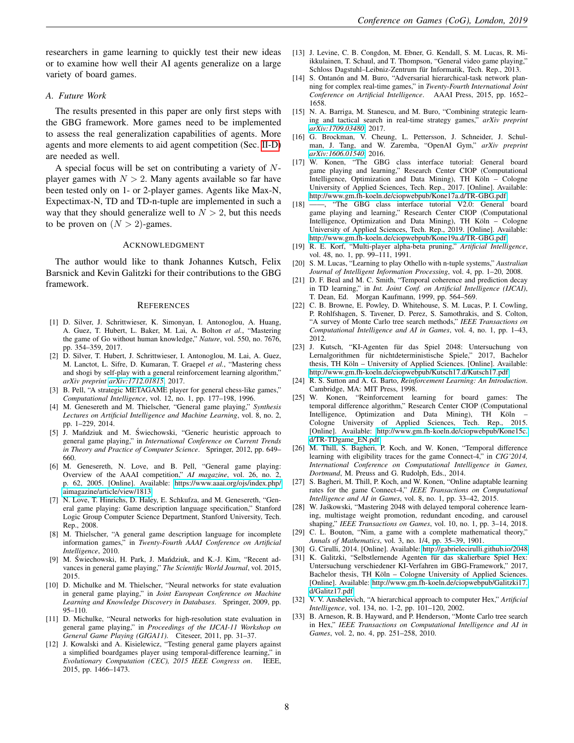researchers in game learning to quickly test their new ideas or to examine how well their AI agents generalize on a large variety of board games.

### A. Future Work

The results presented in this paper are only first steps with the GBG framework. More games need to be implemented to assess the real generalization capabilities of agents. More agents and more elements to aid agent competition (Sec. II-D) are needed as well.

A special focus will be set on contributing a variety of $N$-player games with $N > 2$. Many agents available so far have been tested only on 1- or 2-player games. Agents like Max-N, Expectimax-N, TD and TD-n-tuple are implemented in such a way that they should generalize well to $N > 2$, but this needs to be proven on $(N > 2)$-games.

## Acknowledgment

The author would like to thank Johannes Kutsch, Felix Barsnick and Kevin Galitzki for their contributions to the GBG framework.

## References

[1] D. Silver, J. Schrittwieser, K. Simonyan, I. Antonoglou, A. Huang, A. Guez, T. Hubert, L. Baker, M. Lai, A. Bolton *et al.*, "Mastering the game of Go without human knowledge," *Nature*, vol. 550, no. 7676, pp. 354–359, 2017.

[2] D. Silver, T. Hubert, J. Schrittwieser, I. Antonoglou, M. Lai, A. Guez, M. Lanctot, L. Sifre, D. Kumaran, T. Graepel *et al.*, "Mastering chess and shogi by self-play with a general reinforcement learning algorithm," *arXiv preprint arXiv:1712.01815*, 2017.

[3] B. Pell, "A strategic METAGAME player for general chess-like games," *Computational Intelligence*, vol. 12, no. 1, pp. 177–198, 1996.

[4] M. Genesereth and M. Thielscher, "General game playing," *Synthesis Lectures on Artificial Intelligence and Machine Learning*, vol. 8, no. 2, pp. 1–229, 2014.

[5] J. Mańdziuk and M. Świechowski, "Generic heuristic approach to general game playing," in *International Conference on Current Trends in Theory and Practice of Computer Science*. Springer, 2012, pp. 649–660.

[6] M. Genesereth, N. Love, and B. Pell, "General game playing: Overview of the AAAI competition," *AI magazine*, vol. 26, no. 2, p. 62, 2005. [Online]. Available: https://www.aaai.org/ojs/index.php/aimagazine/article/view/1813

[7] N. Love, T. Hinrichs, D. Haley, E. Schkufza, and M. Genesereth, "General game playing: Game description language specification," Stanford Logic Group Computer Science Department, Stanford University, Tech. Rep., 2008.

[8] M. Thielscher, "A general game description language for incomplete information games," in *Twenty-Fourth AAAI Conference on Artificial Intelligence*, 2010.

[9] M. Świechowski, H. Park, J. Mańdziuk, and K.-J. Kim, "Recent advances in general game playing," *The Scientific World Journal*, vol. 2015, 2015.

[10] D. Michulke and M. Thielscher, "Neural networks for state evaluation in general game playing," in *Joint European Conference on Machine Learning and Knowledge Discovery in Databases*. Springer, 2009, pp. 95–110.

[11] D. Michulke, "Neural networks for high-resolution state evaluation in general game playing," in *Proceedings of the IJCAI-11 Workshop on General Game Playing (GIGA11)*. Citeseer, 2011, pp. 31–37.

[12] J. Kowalski and A. Kisielewicz, "Testing general game players against a simplified boardgames player using temporal-difference learning," in *Evolutionary Computation (CEC), 2015 IEEE Congress on*. IEEE, 2015, pp. 1466–1473.

[13] J. Levine, C. B. Congdon, M. Ebner, G. Kendall, S. M. Lucas, R. Miikkulainen, T. Schaul, and T. Thompson, "General video game playing," Schloss Dagstuhl–Leibniz-Zentrum für Informatik, Tech. Rep., 2013.

[14] S. Ontanón and M. Buro, "Adversarial hierarchical-task network planning for complex real-time games," in *Twenty-Fourth International Joint Conference on Artificial Intelligence*. AAAI Press, 2015, pp. 1652–1658.

[15] N. A. Barriga, M. Stanescu, and M. Buro, "Combining strategic learning and tactical search in real-time strategy games," *arXiv preprint arXiv:1709.03480*, 2017.

[16] G. Brockman, V. Cheung, L. Pettersson, J. Schneider, J. Schulman, J. Tang, and W. Zaremba, "OpenAI Gym," *arXiv preprint arXiv:1606.01540*, 2016.

[17] W. Konen, "The GBG class interface tutorial: General board game playing and learning," Research Center CIOP (Computational Intelligence, Optimization and Data Mining), TH Köln – Cologne University of Applied Sciences, Tech. Rep., 2017. [Online]. Available: http://www.gm.fh-koeln.de/ciopwebpub/Kone17a.d/TR-GBG.pdf

[18] ——, "The GBG class interface tutorial V2.0: General board game playing and learning," Research Center CIOP (Computational Intelligence, Optimization and Data Mining), TH Köln – Cologne University of Applied Sciences, Tech. Rep., 2019. [Online]. Available: http://www.gm.fh-koeln.de/ciopwebpub/Kone19a.d/TR-GBG.pdf

[19] R. E. Korf, "Multi-player alpha-beta pruning," *Artificial Intelligence*, vol. 48, no. 1, pp. 99–111, 1991.

[20] S. M. Lucas, "Learning to play Othello with n-tuple systems," *Australian Journal of Intelligent Information Processing*, vol. 4, pp. 1–20, 2008.

[21] D. F. Beal and M. C. Smith, "Temporal coherence and prediction decay in TD learning," in *Int. Joint Conf. on Artificial Intelligence (IJCAI)*, T. Dean, Ed. Morgan Kaufmann, 1999, pp. 564–569.

[22] C. B. Browne, E. Powley, D. Whitehouse, S. M. Lucas, P. I. Cowling, P. Rohlfshagen, S. Tavener, D. Perez, S. Samothrakis, and S. Colton, "A survey of Monte Carlo tree search methods," *IEEE Transactions on Computational Intelligence and AI in Games*, vol. 4, no. 1, pp. 1–43, 2012.

[23] J. Kutsch, "KI-Agenten für das Spiel 2048: Untersuchung von Lernalgorithmen für nichtdeterministische Spiele," 2017, Bachelor thesis, TH Köln – University of Applied Sciences. [Online]. Available: http://www.gm.fh-koeln.de/ciopwebpub/Kutsch17.d/Kutsch17.pdf

[24] R. S. Sutton and A. G. Barto, *Reinforcement Learning: An Introduction*. Cambridge, MA: MIT Press, 1998.

[25] W. Konen, "Reinforcement learning for board games: The temporal difference algorithm," Research Center CIOP (Computational Intelligence, Optimization and Data Mining), TH Köln – Cologne University of Applied Sciences, Tech. Rep., 2015. [Online]. Available: http://www.gm.fh-koeln.de/ciopwebpub/Kone15c.d/TR-TDgame_EN.pdf

[26] M. Thill, S. Bagheri, P. Koch, and W. Konen, "Temporal difference learning with eligibility traces for the game Connect-4," in *CIG'2014, International Conference on Computational Intelligence in Games, Dortmund*, M. Preuss and G. Rudolph, Eds., 2014.

[27] S. Bagheri, M. Thill, P. Koch, and W. Konen, "Online adaptable learning rates for the game Connect-4," *IEEE Transactions on Computational Intelligence and AI in Games*, vol. 8, no. 1, pp. 33–42, 2015.

[28] W. Jaśkowski, "Mastering 2048 with delayed temporal coherence learning, multistage weight promotion, redundant encoding, and carousel shaping," *IEEE Transactions on Games*, vol. 10, no. 1, pp. 3–14, 2018.

[29] C. L. Bouton, "Nim, a game with a complete mathematical theory," *Annals of Mathematics*, vol. 3, no. 1/4, pp. 35–39, 1901.

[30] G. Cirulli, 2014. [Online]. Available: http://gabrielecirulli.github.io/2048

[31] K. Galitzki, "Selbstlernende Agenten für das skalierbare Spiel Hex: Untersuchung verschiedener KI-Verfahren im GBG-Framework," 2017, Bachelor thesis, TH Köln – Cologne University of Applied Sciences. [Online]. Available: http://www.gm.fh-koeln.de/ciopwebpub/Galitzki17.d/Galitz17.pdf

[32] V. V. Anshelevich, "A hierarchical approach to computer Hex," *Artificial Intelligence*, vol. 134, no. 1-2, pp. 101–120, 2002.

[33] B. Arneson, R. B. Hayward, and P. Henderson, "Monte Carlo tree search in Hex," *IEEE Transactions on Computational Intelligence and AI in Games*, vol. 2, no. 4, pp. 251–258, 2010.